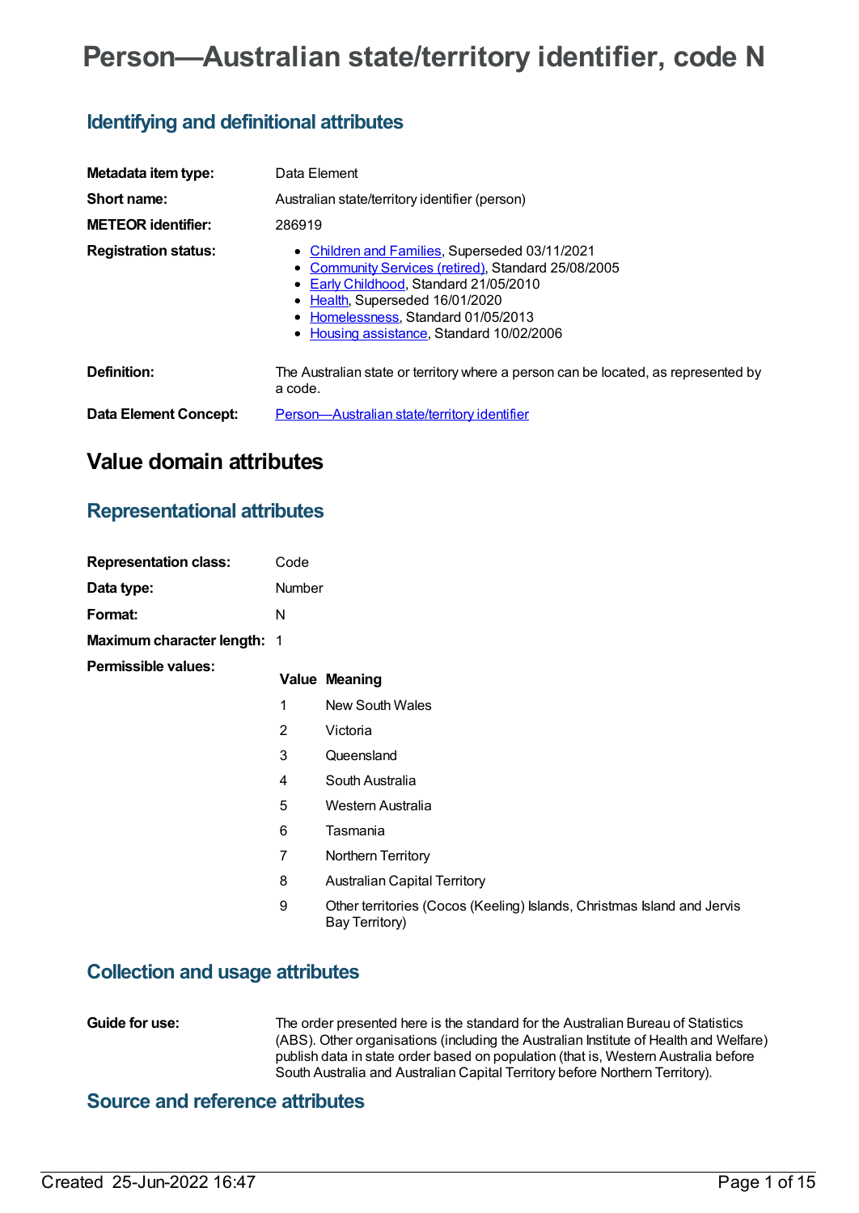# Person—Australian state/territory identifier, code N

## Identifying and definitional attributes

| | |
|---|---|
| **Metadata item type:** | Data Element |
| **Short name:** | Australian state/territory identifier (person) |
| **METEOR identifier:** | 286919 |
| **Registration status:** | • Children and Families, Superseded 03/11/2021<br>• Community Services (retired), Standard 25/08/2005<br>• Early Childhood, Standard 21/05/2010<br>• Health, Superseded 16/01/2020<br>• Homelessness, Standard 01/05/2013<br>• Housing assistance, Standard 10/02/2006 |
| **Definition:** | The Australian state or territory where a person can be located, as represented by a code. |
| **Data Element Concept:** | Person—Australian state/territory identifier |

# Value domain attributes

## Representational attributes

| | |
|---|---|
| **Representation class:** | Code |
| **Data type:** | Number |
| **Format:** | N |
| **Maximum character length:** | 1 |

**Permissible values:**

| Value | Meaning |
|---|---|
| 1 | New South Wales |
| 2 | Victoria |
| 3 | Queensland |
| 4 | South Australia |
| 5 | Western Australia |
| 6 | Tasmania |
| 7 | Northern Territory |
| 8 | Australian Capital Territory |
| 9 | Other territories (Cocos (Keeling) Islands, Christmas Island and Jervis Bay Territory) |

## Collection and usage attributes

**Guide for use:** The order presented here is the standard for the Australian Bureau of Statistics (ABS). Other organisations (including the Australian Institute of Health and Welfare) publish data in state order based on population (that is, Western Australia before South Australia and Australian Capital Territory before Northern Territory).

## Source and reference attributes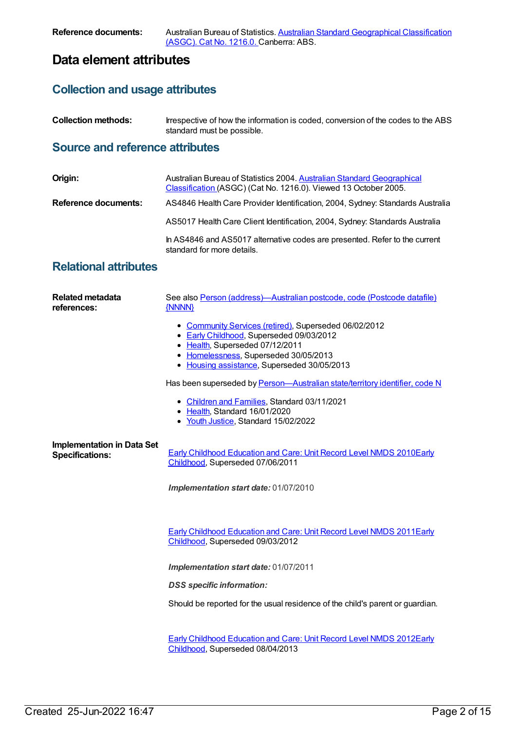**Reference documents:** Australian Bureau of Statistics. Australian Standard Geographical Classification (ASGC). Cat No. 1216.0. Canberra: ABS.

# Data element attributes

## Collection and usage attributes

**Collection methods:** Irrespective of how the information is coded, conversion of the codes to the ABS standard must be possible.

## Source and reference attributes

**Origin:** Australian Bureau of Statistics 2004. Australian Standard Geographical Classification (ASGC) (Cat No. 1216.0). Viewed 13 October 2005.

**Reference documents:** AS4846 Health Care Provider Identification, 2004, Sydney: Standards Australia

AS5017 Health Care Client Identification, 2004, Sydney: Standards Australia

In AS4846 and AS5017 alternative codes are presented. Refer to the current standard for more details.

## Relational attributes

**Related metadata references:** See also Person (address)—Australian postcode, code (Postcode datafile) {NNNN}

- Community Services (retired), Superseded 06/02/2012
- Early Childhood, Superseded 09/03/2012
- Health, Superseded 07/12/2011
- Homelessness, Superseded 30/05/2013
- Housing assistance, Superseded 30/05/2013

Has been superseded by Person—Australian state/territory identifier, code N

- Children and Families, Standard 03/11/2021
- Health, Standard 16/01/2020
- Youth Justice, Standard 15/02/2022

**Implementation in Data Set Specifications:**

Early Childhood Education and Care: Unit Record Level NMDS 2010Early Childhood, Superseded 07/06/2011

***Implementation start date:*** 01/07/2010

Early Childhood Education and Care: Unit Record Level NMDS 2011Early Childhood, Superseded 09/03/2012

***Implementation start date:*** 01/07/2011

***DSS specific information:***

Should be reported for the usual residence of the child's parent or guardian.

Early Childhood Education and Care: Unit Record Level NMDS 2012Early Childhood, Superseded 08/04/2013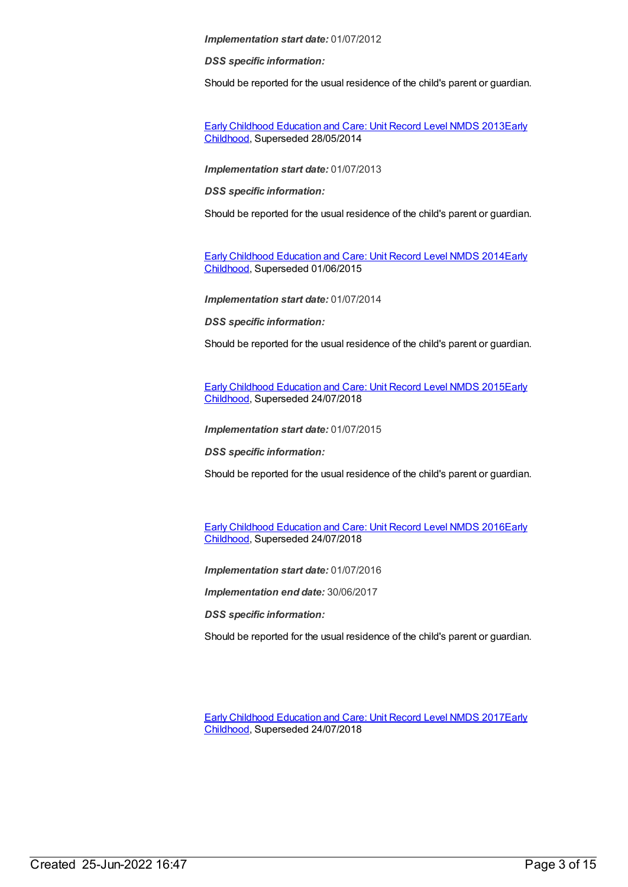***Implementation start date:*** 01/07/2012

***DSS specific information:***

Should be reported for the usual residence of the child's parent or guardian.

Early Childhood Education and Care: Unit Record Level NMDS 2013Early Childhood, Superseded 28/05/2014

***Implementation start date:*** 01/07/2013

***DSS specific information:***

Should be reported for the usual residence of the child's parent or guardian.

Early Childhood Education and Care: Unit Record Level NMDS 2014Early Childhood, Superseded 01/06/2015

***Implementation start date:*** 01/07/2014

***DSS specific information:***

Should be reported for the usual residence of the child's parent or guardian.

Early Childhood Education and Care: Unit Record Level NMDS 2015Early Childhood, Superseded 24/07/2018

***Implementation start date:*** 01/07/2015

***DSS specific information:***

Should be reported for the usual residence of the child's parent or guardian.

Early Childhood Education and Care: Unit Record Level NMDS 2016Early Childhood, Superseded 24/07/2018

***Implementation start date:*** 01/07/2016

***Implementation end date:*** 30/06/2017

***DSS specific information:***

Should be reported for the usual residence of the child's parent or guardian.

Early Childhood Education and Care: Unit Record Level NMDS 2017Early Childhood, Superseded 24/07/2018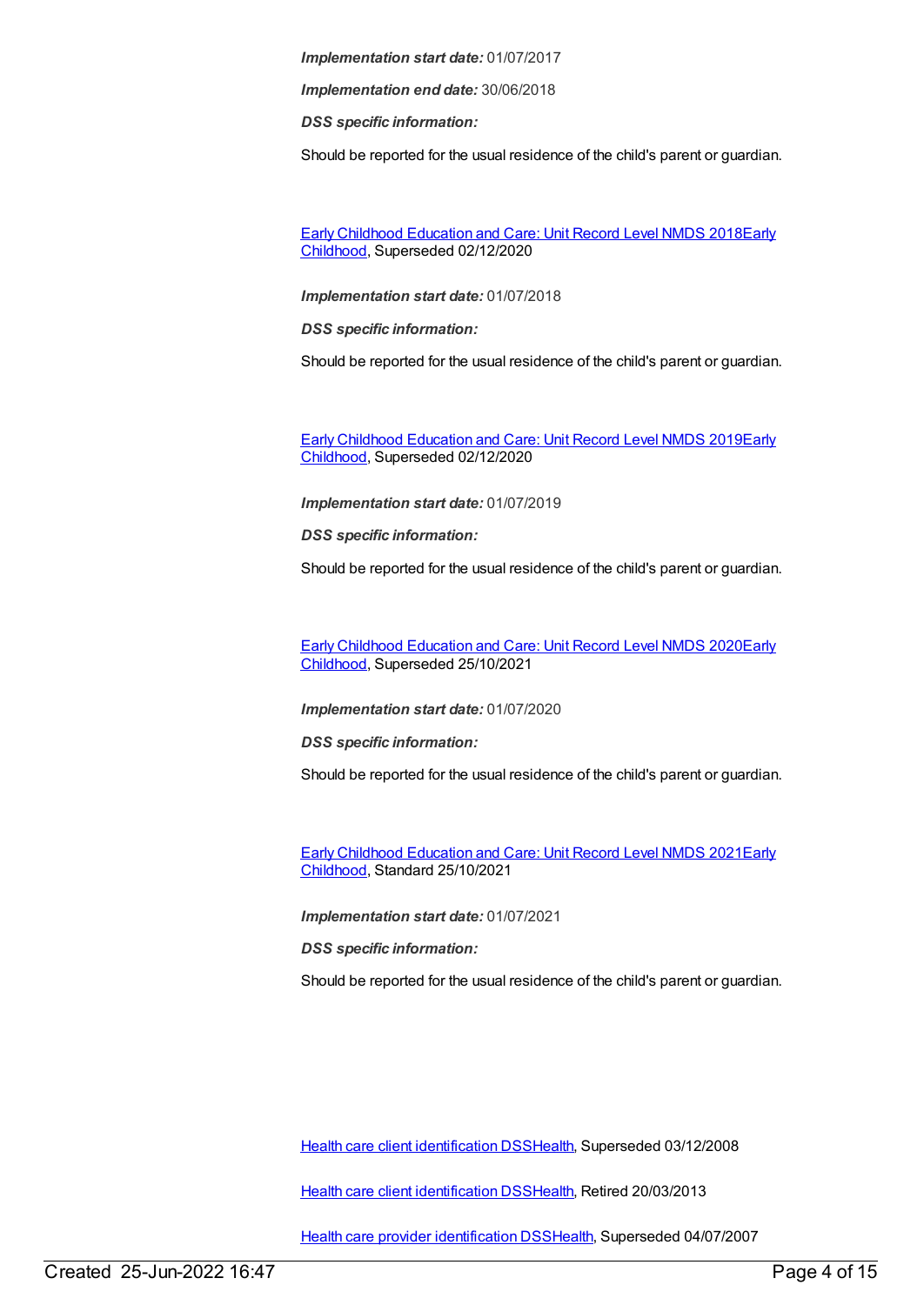***Implementation start date:*** 01/07/2017

***Implementation end date:*** 30/06/2018

***DSS specific information:***

Should be reported for the usual residence of the child's parent or guardian.

[Early Childhood Education and Care: Unit Record Level NMDS 2018Early Childhood](), Superseded 02/12/2020

***Implementation start date:*** 01/07/2018

***DSS specific information:***

Should be reported for the usual residence of the child's parent or guardian.

[Early Childhood Education and Care: Unit Record Level NMDS 2019Early Childhood](), Superseded 02/12/2020

***Implementation start date:*** 01/07/2019

***DSS specific information:***

Should be reported for the usual residence of the child's parent or guardian.

[Early Childhood Education and Care: Unit Record Level NMDS 2020Early Childhood](), Superseded 25/10/2021

***Implementation start date:*** 01/07/2020

***DSS specific information:***

Should be reported for the usual residence of the child's parent or guardian.

[Early Childhood Education and Care: Unit Record Level NMDS 2021Early Childhood](), Standard 25/10/2021

***Implementation start date:*** 01/07/2021

***DSS specific information:***

Should be reported for the usual residence of the child's parent or guardian.

[Health care client identification DSSHealth](), Superseded 03/12/2008

[Health care client identification DSSHealth](), Retired 20/03/2013

[Health care provider identification DSSHealth](), Superseded 04/07/2007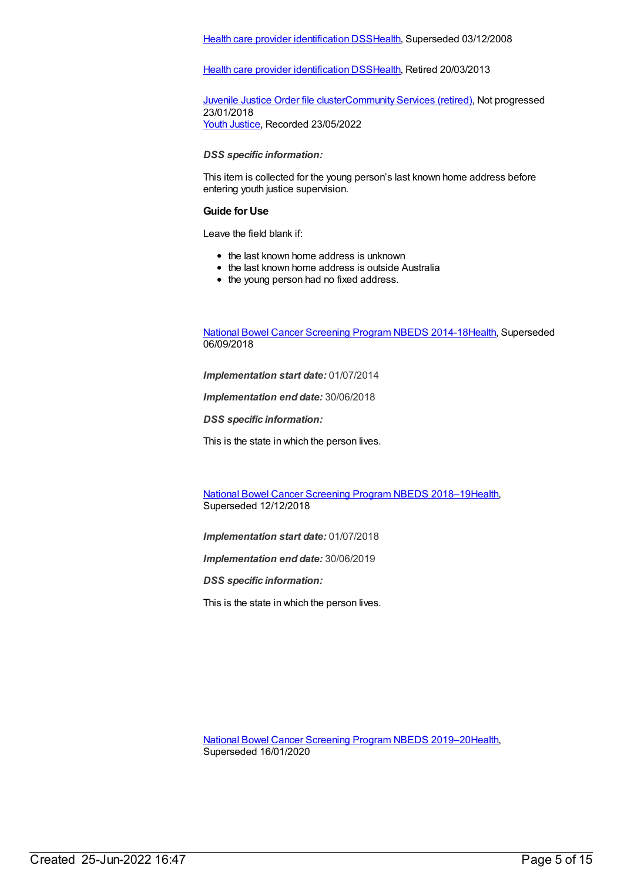Health care provider identification DSSHealth, Superseded 03/12/2008

Health care provider identification DSSHealth, Retired 20/03/2013

Juvenile Justice Order file clusterCommunity Services (retired), Not progressed 23/01/2018
Youth Justice, Recorded 23/05/2022

***DSS specific information:***

This item is collected for the young person's last known home address before entering youth justice supervision.

**Guide for Use**

Leave the field blank if:

- the last known home address is unknown
- the last known home address is outside Australia
- the young person had no fixed address.

National Bowel Cancer Screening Program NBEDS 2014-18Health, Superseded 06/09/2018

***Implementation start date:*** 01/07/2014

***Implementation end date:*** 30/06/2018

***DSS specific information:***

This is the state in which the person lives.

National Bowel Cancer Screening Program NBEDS 2018–19Health, Superseded 12/12/2018

***Implementation start date:*** 01/07/2018

***Implementation end date:*** 30/06/2019

***DSS specific information:***

This is the state in which the person lives.

National Bowel Cancer Screening Program NBEDS 2019–20Health, Superseded 16/01/2020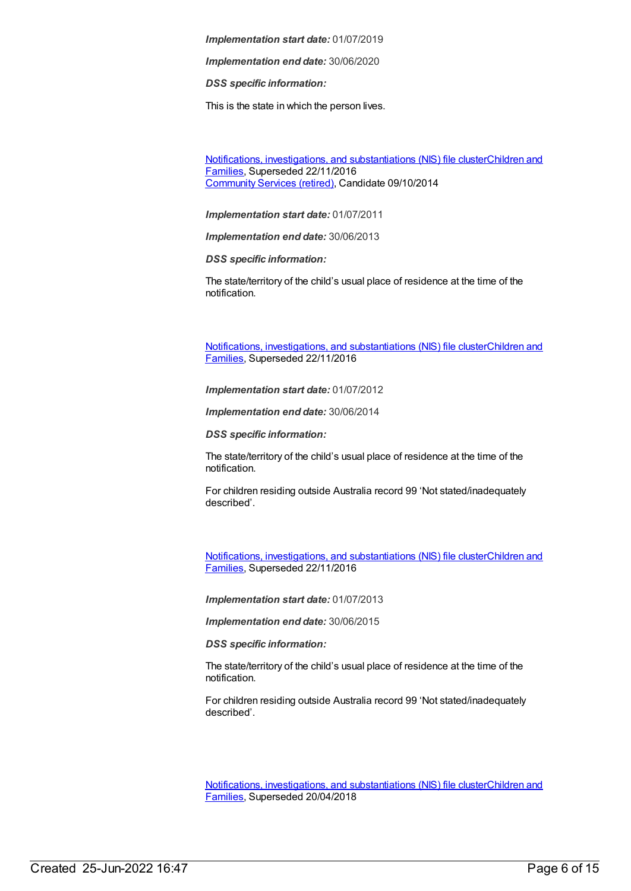***Implementation start date:*** 01/07/2019

***Implementation end date:*** 30/06/2020

***DSS specific information:***

This is the state in which the person lives.

Notifications, investigations, and substantiations (NIS) file clusterChildren and Families, Superseded 22/11/2016
Community Services (retired), Candidate 09/10/2014

***Implementation start date:*** 01/07/2011

***Implementation end date:*** 30/06/2013

***DSS specific information:***

The state/territory of the child's usual place of residence at the time of the notification.

Notifications, investigations, and substantiations (NIS) file clusterChildren and Families, Superseded 22/11/2016

***Implementation start date:*** 01/07/2012

***Implementation end date:*** 30/06/2014

***DSS specific information:***

The state/territory of the child's usual place of residence at the time of the notification.

For children residing outside Australia record 99 'Not stated/inadequately described'.

Notifications, investigations, and substantiations (NIS) file clusterChildren and Families, Superseded 22/11/2016

***Implementation start date:*** 01/07/2013

***Implementation end date:*** 30/06/2015

***DSS specific information:***

The state/territory of the child's usual place of residence at the time of the notification.

For children residing outside Australia record 99 'Not stated/inadequately described'.

Notifications, investigations, and substantiations (NIS) file clusterChildren and Families, Superseded 20/04/2018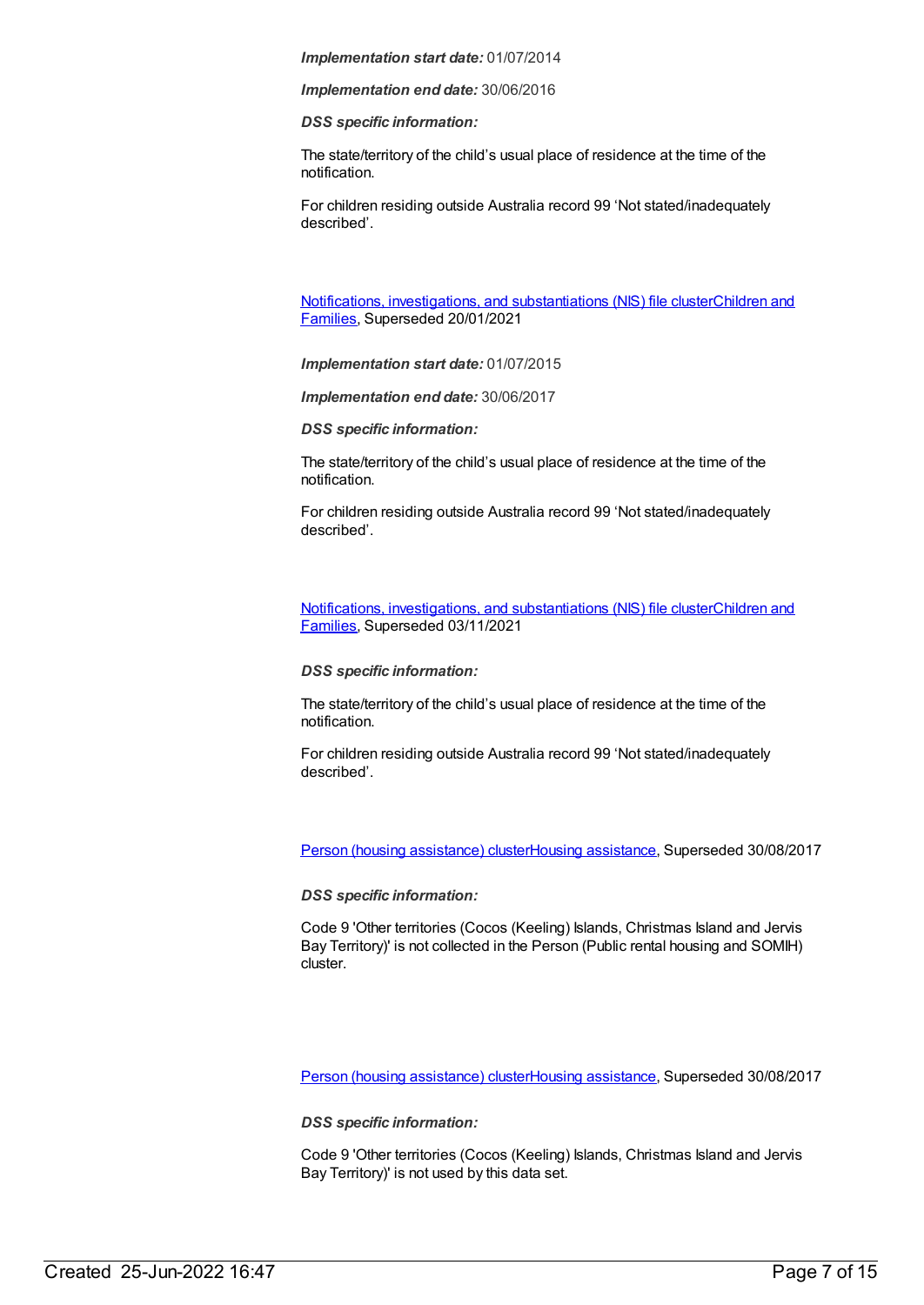***Implementation start date:*** 01/07/2014

***Implementation end date:*** 30/06/2016

***DSS specific information:***

The state/territory of the child's usual place of residence at the time of the notification.

For children residing outside Australia record 99 'Not stated/inadequately described'.

Notifications, investigations, and substantiations (NIS) file clusterChildren and Families, Superseded 20/01/2021

***Implementation start date:*** 01/07/2015

***Implementation end date:*** 30/06/2017

***DSS specific information:***

The state/territory of the child's usual place of residence at the time of the notification.

For children residing outside Australia record 99 'Not stated/inadequately described'.

Notifications, investigations, and substantiations (NIS) file clusterChildren and Families, Superseded 03/11/2021

***DSS specific information:***

The state/territory of the child's usual place of residence at the time of the notification.

For children residing outside Australia record 99 'Not stated/inadequately described'.

Person (housing assistance) clusterHousing assistance, Superseded 30/08/2017

***DSS specific information:***

Code 9 'Other territories (Cocos (Keeling) Islands, Christmas Island and Jervis Bay Territory)' is not collected in the Person (Public rental housing and SOMIH) cluster.

Person (housing assistance) clusterHousing assistance, Superseded 30/08/2017

***DSS specific information:***

Code 9 'Other territories (Cocos (Keeling) Islands, Christmas Island and Jervis Bay Territory)' is not used by this data set.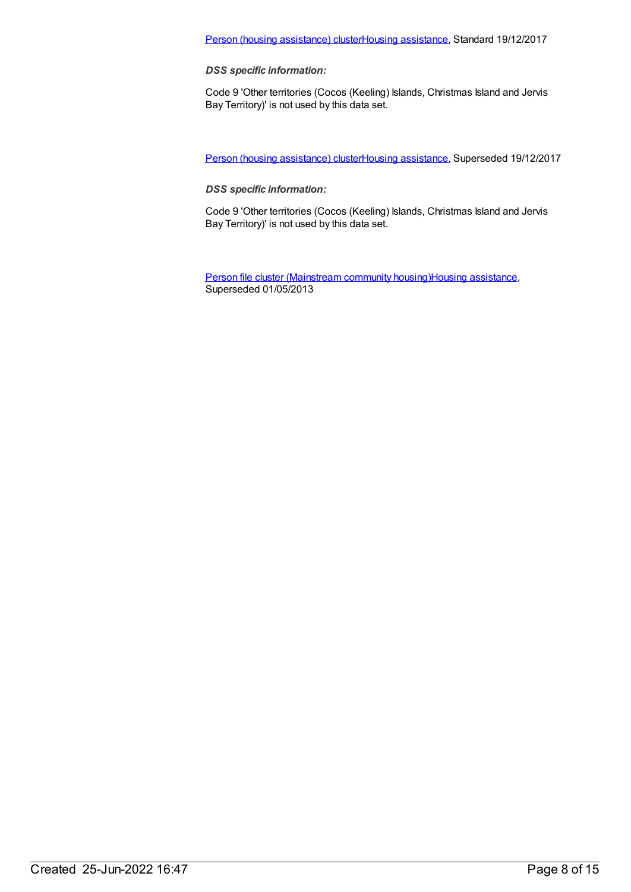Person (housing assistance) clusterHousing assistance, Standard 19/12/2017

***DSS specific information:***

Code 9 'Other territories (Cocos (Keeling) Islands, Christmas Island and Jervis Bay Territory)' is not used by this data set.

Person (housing assistance) clusterHousing assistance, Superseded 19/12/2017

***DSS specific information:***

Code 9 'Other territories (Cocos (Keeling) Islands, Christmas Island and Jervis Bay Territory)' is not used by this data set.

Person file cluster (Mainstream community housing)Housing assistance, Superseded 01/05/2013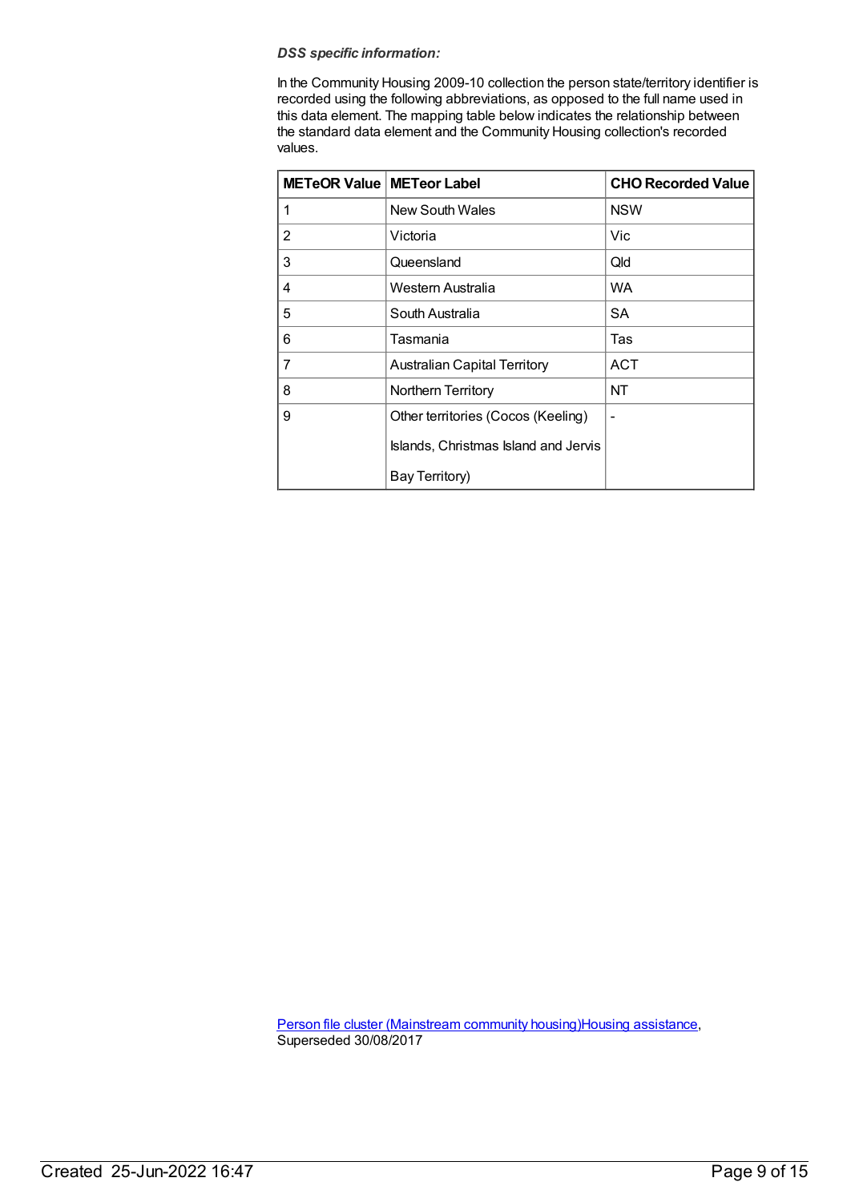***DSS specific information:***

In the Community Housing 2009-10 collection the person state/territory identifier is recorded using the following abbreviations, as opposed to the full name used in this data element. The mapping table below indicates the relationship between the standard data element and the Community Housing collection's recorded values.

| METeOR Value | METeor Label | CHO Recorded Value |
|---|---|---|
| 1 | New South Wales | NSW |
| 2 | Victoria | Vic |
| 3 | Queensland | Qld |
| 4 | Western Australia | WA |
| 5 | South Australia | SA |
| 6 | Tasmania | Tas |
| 7 | Australian Capital Territory | ACT |
| 8 | Northern Territory | NT |
| 9 | Other territories (Cocos (Keeling) Islands, Christmas Island and Jervis Bay Territory) | - |

Person file cluster (Mainstream community housing)Housing assistance, Superseded 30/08/2017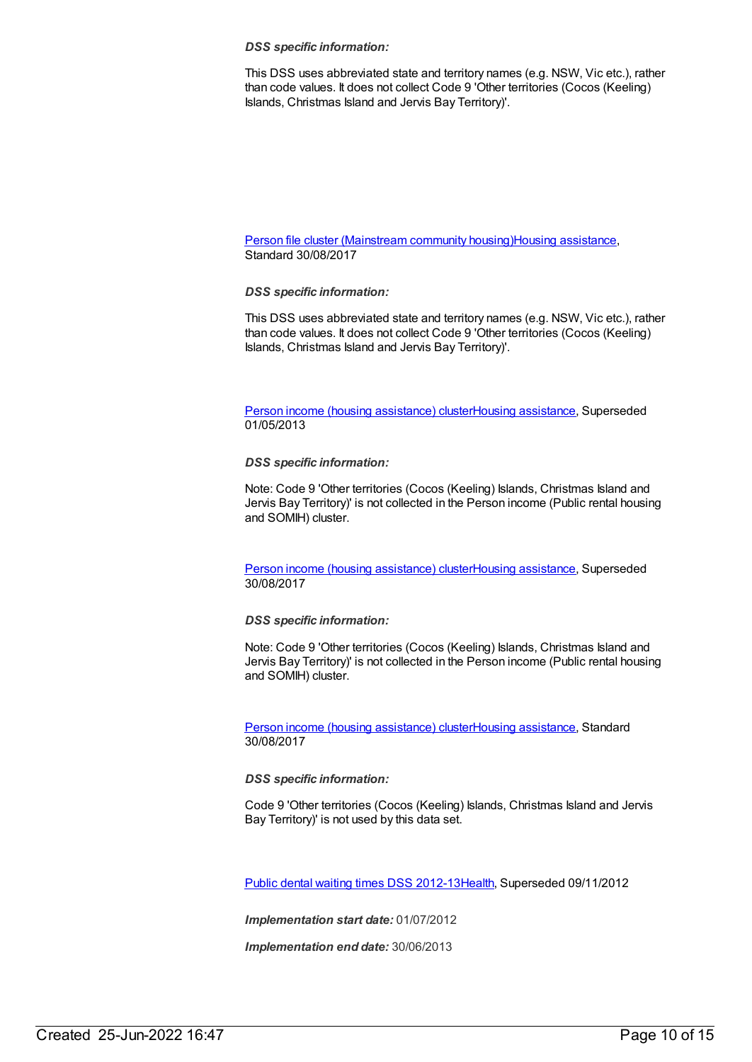***DSS specific information:***

This DSS uses abbreviated state and territory names (e.g. NSW, Vic etc.), rather than code values. It does not collect Code 9 'Other territories (Cocos (Keeling) Islands, Christmas Island and Jervis Bay Territory)'.

Person file cluster (Mainstream community housing)Housing assistance, Standard 30/08/2017

***DSS specific information:***

This DSS uses abbreviated state and territory names (e.g. NSW, Vic etc.), rather than code values. It does not collect Code 9 'Other territories (Cocos (Keeling) Islands, Christmas Island and Jervis Bay Territory)'.

Person income (housing assistance) clusterHousing assistance, Superseded 01/05/2013

***DSS specific information:***

Note: Code 9 'Other territories (Cocos (Keeling) Islands, Christmas Island and Jervis Bay Territory)' is not collected in the Person income (Public rental housing and SOMIH) cluster.

Person income (housing assistance) clusterHousing assistance, Superseded 30/08/2017

***DSS specific information:***

Note: Code 9 'Other territories (Cocos (Keeling) Islands, Christmas Island and Jervis Bay Territory)' is not collected in the Person income (Public rental housing and SOMIH) cluster.

Person income (housing assistance) clusterHousing assistance, Standard 30/08/2017

***DSS specific information:***

Code 9 'Other territories (Cocos (Keeling) Islands, Christmas Island and Jervis Bay Territory)' is not used by this data set.

Public dental waiting times DSS 2012-13Health, Superseded 09/11/2012

***Implementation start date:*** 01/07/2012

***Implementation end date:*** 30/06/2013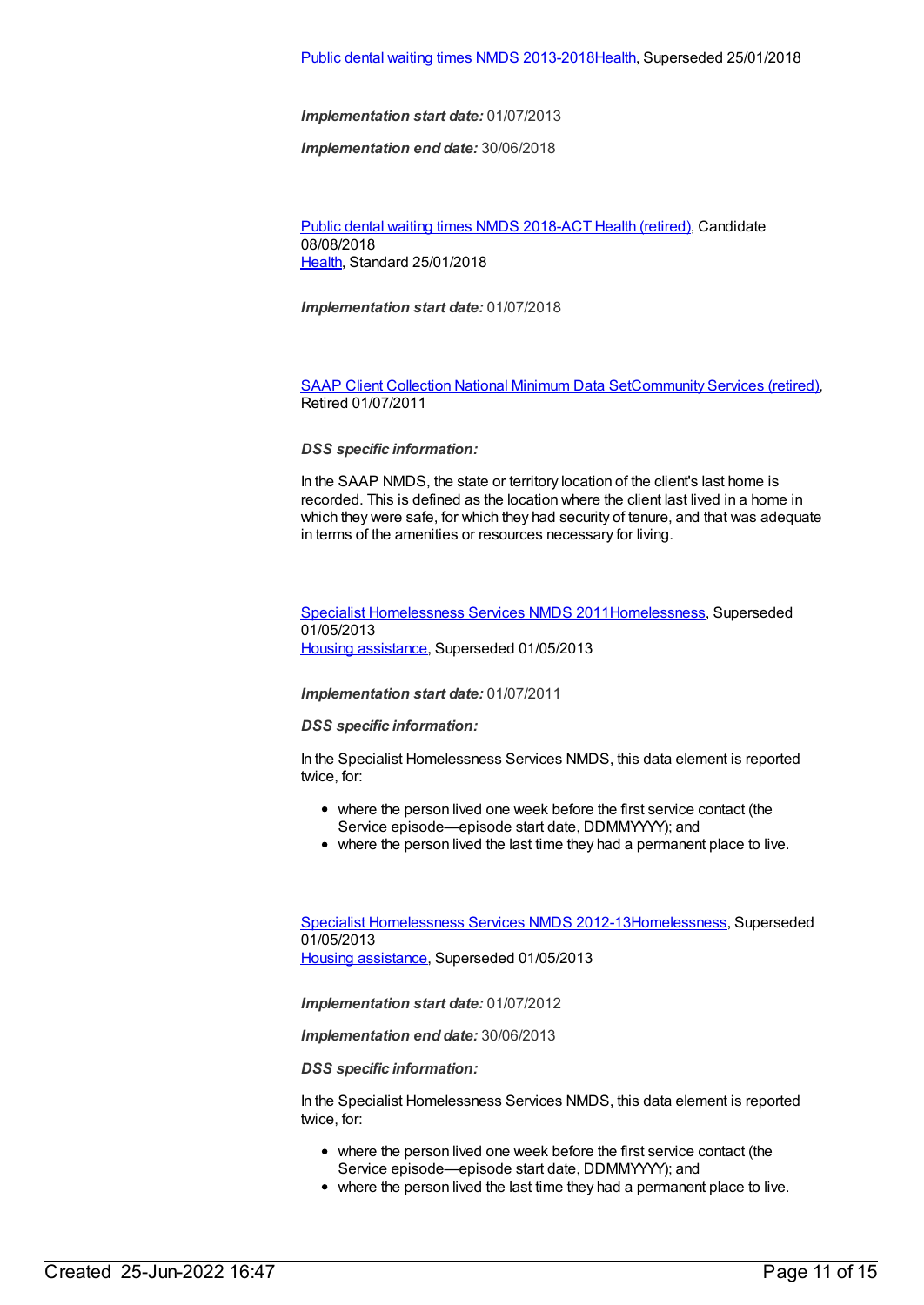Public dental waiting times NMDS 2013-2018Health, Superseded 25/01/2018

***Implementation start date:*** 01/07/2013

***Implementation end date:*** 30/06/2018

Public dental waiting times NMDS 2018-ACT Health (retired), Candidate 08/08/2018
Health, Standard 25/01/2018

***Implementation start date:*** 01/07/2018

SAAP Client Collection National Minimum Data SetCommunity Services (retired), Retired 01/07/2011

***DSS specific information:***

In the SAAP NMDS, the state or territory location of the client's last home is recorded. This is defined as the location where the client last lived in a home in which they were safe, for which they had security of tenure, and that was adequate in terms of the amenities or resources necessary for living.

Specialist Homelessness Services NMDS 2011Homelessness, Superseded 01/05/2013
Housing assistance, Superseded 01/05/2013

***Implementation start date:*** 01/07/2011

***DSS specific information:***

In the Specialist Homelessness Services NMDS, this data element is reported twice, for:

- where the person lived one week before the first service contact (the Service episode—episode start date, DDMMYYYY); and
- where the person lived the last time they had a permanent place to live.

Specialist Homelessness Services NMDS 2012-13Homelessness, Superseded 01/05/2013
Housing assistance, Superseded 01/05/2013

***Implementation start date:*** 01/07/2012

***Implementation end date:*** 30/06/2013

***DSS specific information:***

In the Specialist Homelessness Services NMDS, this data element is reported twice, for:

- where the person lived one week before the first service contact (the Service episode—episode start date, DDMMYYYY); and
- where the person lived the last time they had a permanent place to live.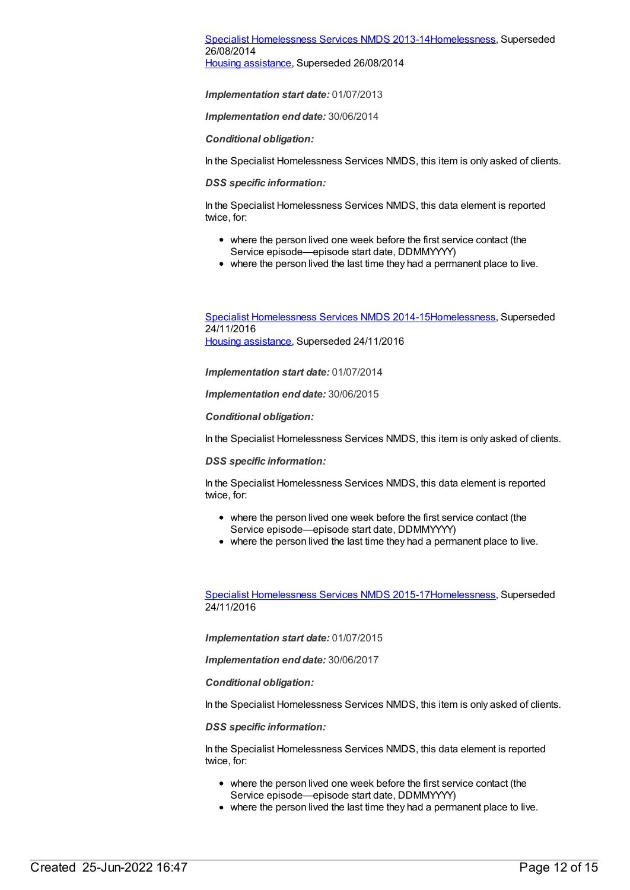Specialist Homelessness Services NMDS 2013-14Homelessness, Superseded 26/08/2014
Housing assistance, Superseded 26/08/2014

***Implementation start date:*** 01/07/2013

***Implementation end date:*** 30/06/2014

***Conditional obligation:***

In the Specialist Homelessness Services NMDS, this item is only asked of clients.

***DSS specific information:***

In the Specialist Homelessness Services NMDS, this data element is reported twice, for:

- where the person lived one week before the first service contact (the Service episode—episode start date, DDMMYYYY)
- where the person lived the last time they had a permanent place to live.

Specialist Homelessness Services NMDS 2014-15Homelessness, Superseded 24/11/2016
Housing assistance, Superseded 24/11/2016

***Implementation start date:*** 01/07/2014

***Implementation end date:*** 30/06/2015

***Conditional obligation:***

In the Specialist Homelessness Services NMDS, this item is only asked of clients.

***DSS specific information:***

In the Specialist Homelessness Services NMDS, this data element is reported twice, for:

- where the person lived one week before the first service contact (the Service episode—episode start date, DDMMYYYY)
- where the person lived the last time they had a permanent place to live.

Specialist Homelessness Services NMDS 2015-17Homelessness, Superseded 24/11/2016

***Implementation start date:*** 01/07/2015

***Implementation end date:*** 30/06/2017

***Conditional obligation:***

In the Specialist Homelessness Services NMDS, this item is only asked of clients.

***DSS specific information:***

In the Specialist Homelessness Services NMDS, this data element is reported twice, for:

- where the person lived one week before the first service contact (the Service episode—episode start date, DDMMYYYY)
- where the person lived the last time they had a permanent place to live.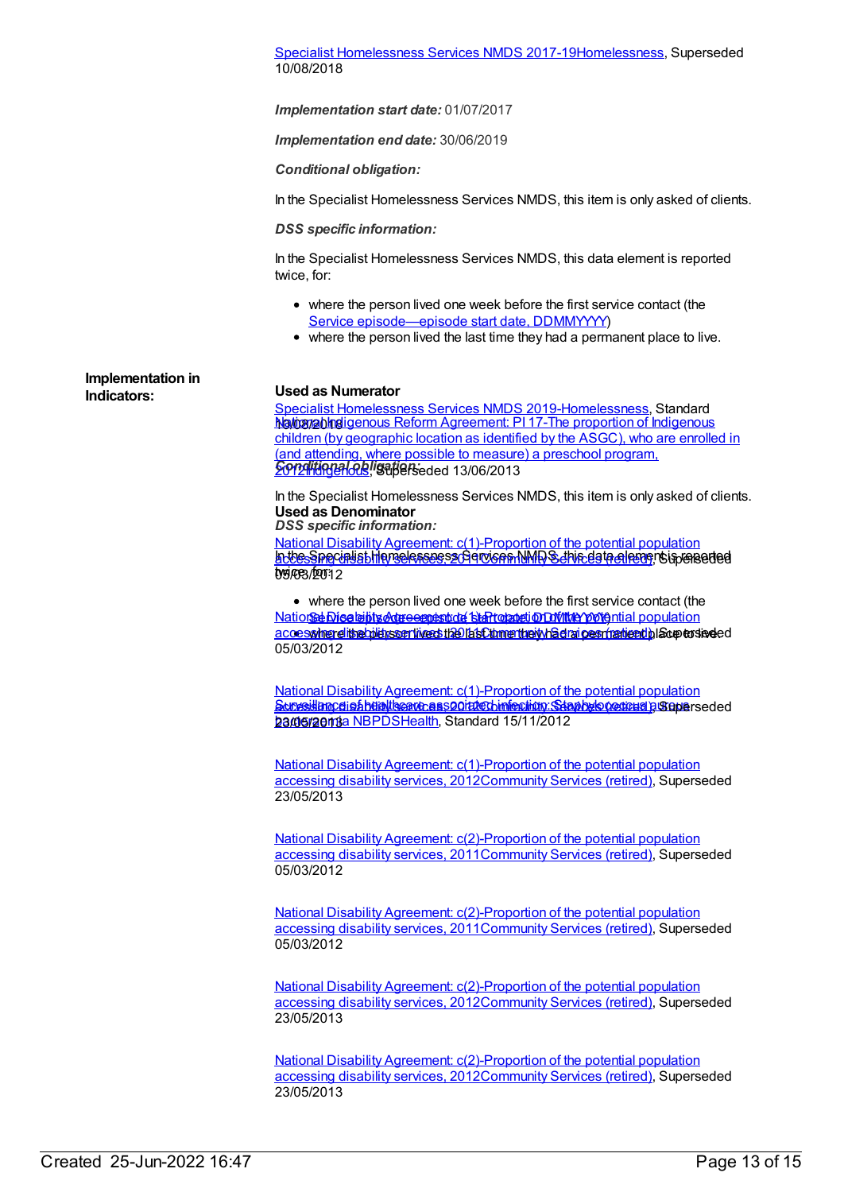Specialist Homelessness Services NMDS 2017-19Homelessness, Superseded 10/08/2018

***Implementation start date:*** 01/07/2017

***Implementation end date:*** 30/06/2019

***Conditional obligation:***

In the Specialist Homelessness Services NMDS, this item is only asked of clients.

***DSS specific information:***

In the Specialist Homelessness Services NMDS, this data element is reported twice, for:

- where the person lived one week before the first service contact (the Service episode—episode start date, DDMMYYYY)
- where the person lived the last time they had a permanent place to live.

Specialist Homelessness Services NMDS 2019-Homelessness, Standard 10/08/2018

***Conditional obligation:***

In the Specialist Homelessness Services NMDS, this item is only asked of clients.

***DSS specific information:***

In the Specialist Homelessness Services NMDS, this data element is reported twice, for:

- where the person lived one week before the first service contact (the Service episode—episode start date, DDMMYYYY)
- where the person lived the last time they had a permanent place to live.

Surveillance of healthcare associated infection: Staphylococcus aureus bacteraemia NBPDSHealth, Standard 15/11/2012

**Implementation in Indicators:**

**Used as Numerator**

National Indigenous Reform Agreement: PI 17-The proportion of Indigenous children (by geographic location as identified by the ASGC), who are enrolled in (and attending, where possible to measure) a preschool program, 2012Indigenous, Superseded 13/06/2013

**Used as Denominator**

National Disability Agreement: c(1)-Proportion of the potential population accessing disability services, 2011Community Services (retired), Superseded 05/03/2012

National Disability Agreement: c(1)-Proportion of the potential population accessing disability services, 2011Community Services (retired), Superseded 05/03/2012

National Disability Agreement: c(1)-Proportion of the potential population accessing disability services, 2012Community Services (retired), Superseded 23/05/2013

National Disability Agreement: c(1)-Proportion of the potential population accessing disability services, 2012Community Services (retired), Superseded 23/05/2013

National Disability Agreement: c(2)-Proportion of the potential population accessing disability services, 2011Community Services (retired), Superseded 05/03/2012

National Disability Agreement: c(2)-Proportion of the potential population accessing disability services, 2011Community Services (retired), Superseded 05/03/2012

National Disability Agreement: c(2)-Proportion of the potential population accessing disability services, 2012Community Services (retired), Superseded 23/05/2013

National Disability Agreement: c(2)-Proportion of the potential population accessing disability services, 2012Community Services (retired), Superseded 23/05/2013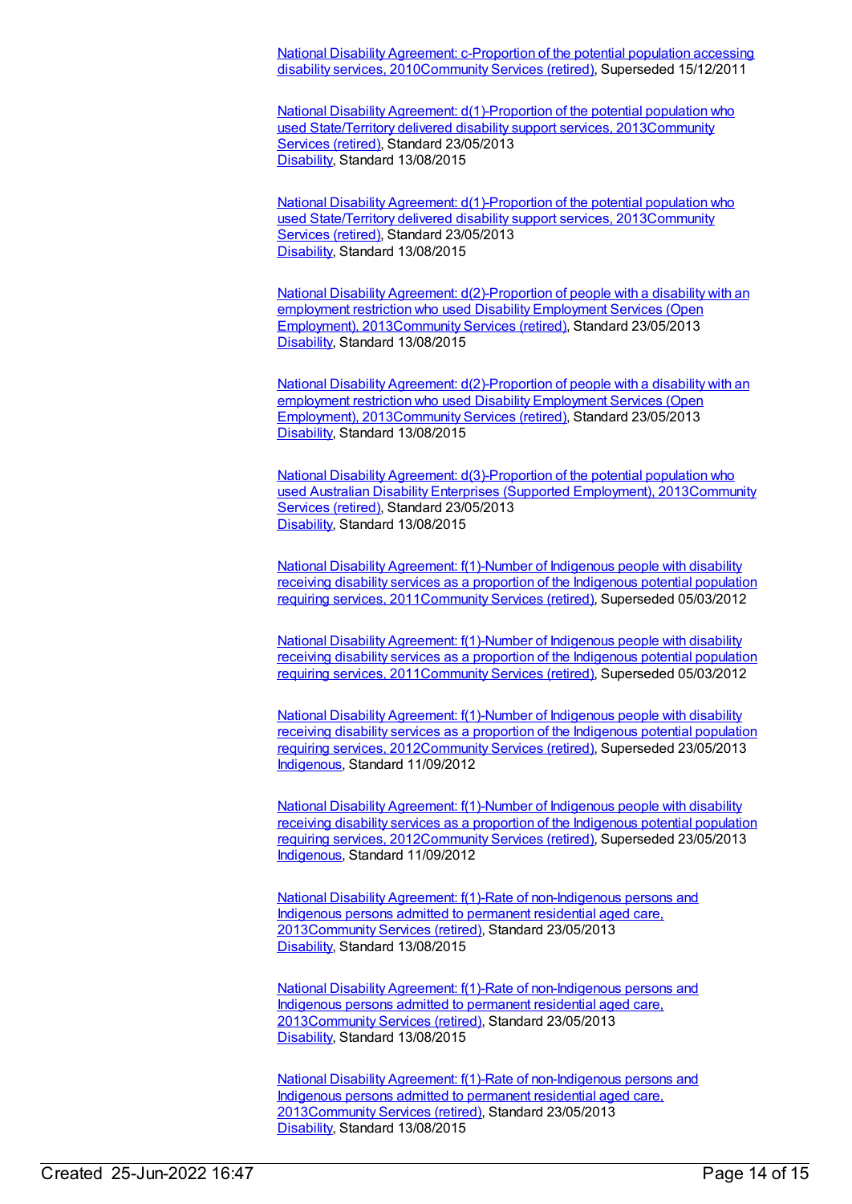National Disability Agreement: c-Proportion of the potential population accessing disability services, 2010Community Services (retired), Superseded 15/12/2011

National Disability Agreement: d(1)-Proportion of the potential population who used State/Territory delivered disability support services, 2013Community Services (retired), Standard 23/05/2013
Disability, Standard 13/08/2015

National Disability Agreement: d(1)-Proportion of the potential population who used State/Territory delivered disability support services, 2013Community Services (retired), Standard 23/05/2013
Disability, Standard 13/08/2015

National Disability Agreement: d(2)-Proportion of people with a disability with an employment restriction who used Disability Employment Services (Open Employment), 2013Community Services (retired), Standard 23/05/2013
Disability, Standard 13/08/2015

National Disability Agreement: d(2)-Proportion of people with a disability with an employment restriction who used Disability Employment Services (Open Employment), 2013Community Services (retired), Standard 23/05/2013
Disability, Standard 13/08/2015

National Disability Agreement: d(3)-Proportion of the potential population who used Australian Disability Enterprises (Supported Employment), 2013Community Services (retired), Standard 23/05/2013
Disability, Standard 13/08/2015

National Disability Agreement: f(1)-Number of Indigenous people with disability receiving disability services as a proportion of the Indigenous potential population requiring services, 2011Community Services (retired), Superseded 05/03/2012

National Disability Agreement: f(1)-Number of Indigenous people with disability receiving disability services as a proportion of the Indigenous potential population requiring services, 2011Community Services (retired), Superseded 05/03/2012

National Disability Agreement: f(1)-Number of Indigenous people with disability receiving disability services as a proportion of the Indigenous potential population requiring services, 2012Community Services (retired), Superseded 23/05/2013
Indigenous, Standard 11/09/2012

National Disability Agreement: f(1)-Number of Indigenous people with disability receiving disability services as a proportion of the Indigenous potential population requiring services, 2012Community Services (retired), Superseded 23/05/2013
Indigenous, Standard 11/09/2012

National Disability Agreement: f(1)-Rate of non-Indigenous persons and Indigenous persons admitted to permanent residential aged care, 2013Community Services (retired), Standard 23/05/2013
Disability, Standard 13/08/2015

National Disability Agreement: f(1)-Rate of non-Indigenous persons and Indigenous persons admitted to permanent residential aged care, 2013Community Services (retired), Standard 23/05/2013
Disability, Standard 13/08/2015

National Disability Agreement: f(1)-Rate of non-Indigenous persons and Indigenous persons admitted to permanent residential aged care, 2013Community Services (retired), Standard 23/05/2013
Disability, Standard 13/08/2015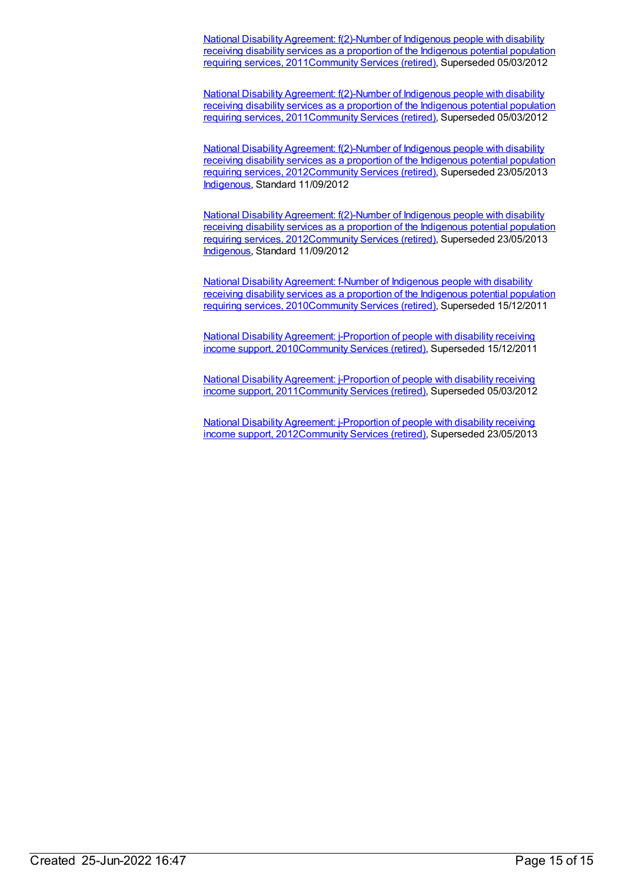National Disability Agreement: f(2)-Number of Indigenous people with disability receiving disability services as a proportion of the Indigenous potential population requiring services, 2011Community Services (retired), Superseded 05/03/2012

National Disability Agreement: f(2)-Number of Indigenous people with disability receiving disability services as a proportion of the Indigenous potential population requiring services, 2011Community Services (retired), Superseded 05/03/2012

National Disability Agreement: f(2)-Number of Indigenous people with disability receiving disability services as a proportion of the Indigenous potential population requiring services, 2012Community Services (retired), Superseded 23/05/2013
Indigenous, Standard 11/09/2012

National Disability Agreement: f(2)-Number of Indigenous people with disability receiving disability services as a proportion of the Indigenous potential population requiring services, 2012Community Services (retired), Superseded 23/05/2013
Indigenous, Standard 11/09/2012

National Disability Agreement: f-Number of Indigenous people with disability receiving disability services as a proportion of the Indigenous potential population requiring services, 2010Community Services (retired), Superseded 15/12/2011

National Disability Agreement: j-Proportion of people with disability receiving income support, 2010Community Services (retired), Superseded 15/12/2011

National Disability Agreement: j-Proportion of people with disability receiving income support, 2011Community Services (retired), Superseded 05/03/2012

National Disability Agreement: j-Proportion of people with disability receiving income support, 2012Community Services (retired), Superseded 23/05/2013